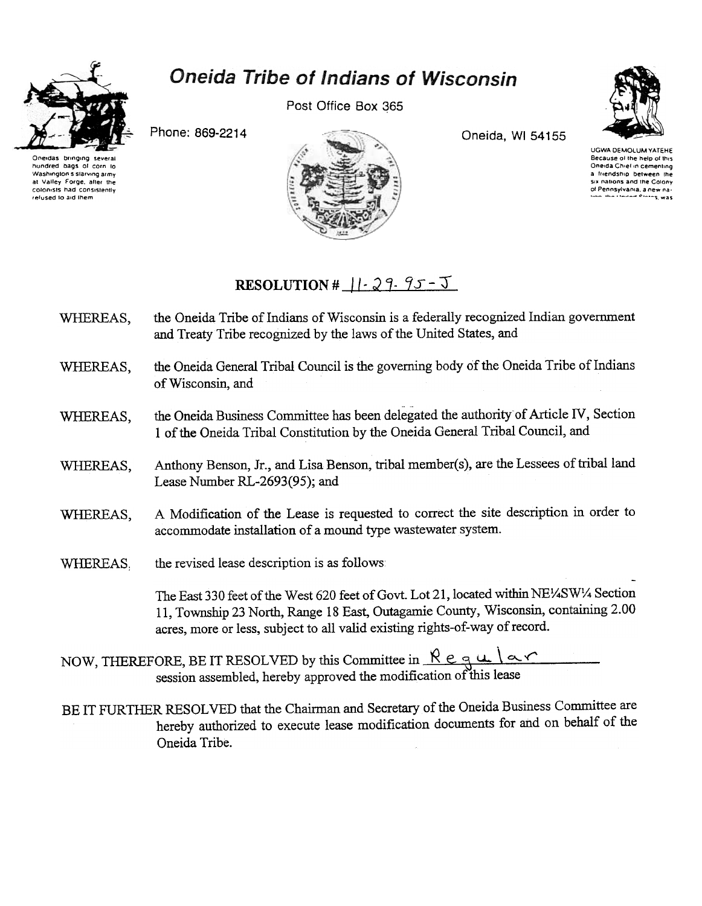# Oneida Tribe of Indians of Wisconsin

Post Office Box 365

Phone: 869-2214

Oneida, WI 54155

Oneidas bringing several hundred bags of corn to Washington's starving army at Valley Forge, after the colonists had consistently refused to aid them

UGWA DEMOLUM YATEHE
Because of the help of this Oneida Chief in cementing a friendship between the six nations and the Colony of Pennsylvania, a new nation, the United States, was

## RESOLUTION # 11-29-95-J

WHEREAS, the Oneida Tribe of Indians of Wisconsin is a federally recognized Indian government and Treaty Tribe recognized by the laws of the United States, and

WHEREAS, the Oneida General Tribal Council is the governing body of the Oneida Tribe of Indians of Wisconsin, and

WHEREAS, the Oneida Business Committee has been delegated the authority of Article IV, Section 1 of the Oneida Tribal Constitution by the Oneida General Tribal Council, and

WHEREAS, Anthony Benson, Jr., and Lisa Benson, tribal member(s), are the Lessees of tribal land Lease Number RL-2693(95); and

WHEREAS, A Modification of the Lease is requested to correct the site description in order to accommodate installation of a mound type wastewater system.

WHEREAS, the revised lease description is as follows:

The East 330 feet of the West 620 feet of Govt. Lot 21, located within NE¼SW¼ Section 11, Township 23 North, Range 18 East, Outagamie County, Wisconsin, containing 2.00 acres, more or less, subject to all valid existing rights-of-way of record.

NOW, THEREFORE, BE IT RESOLVED by this Committee in Regular session assembled, hereby approved the modification of this lease

BE IT FURTHER RESOLVED that the Chairman and Secretary of the Oneida Business Committee are hereby authorized to execute lease modification documents for and on behalf of the Oneida Tribe.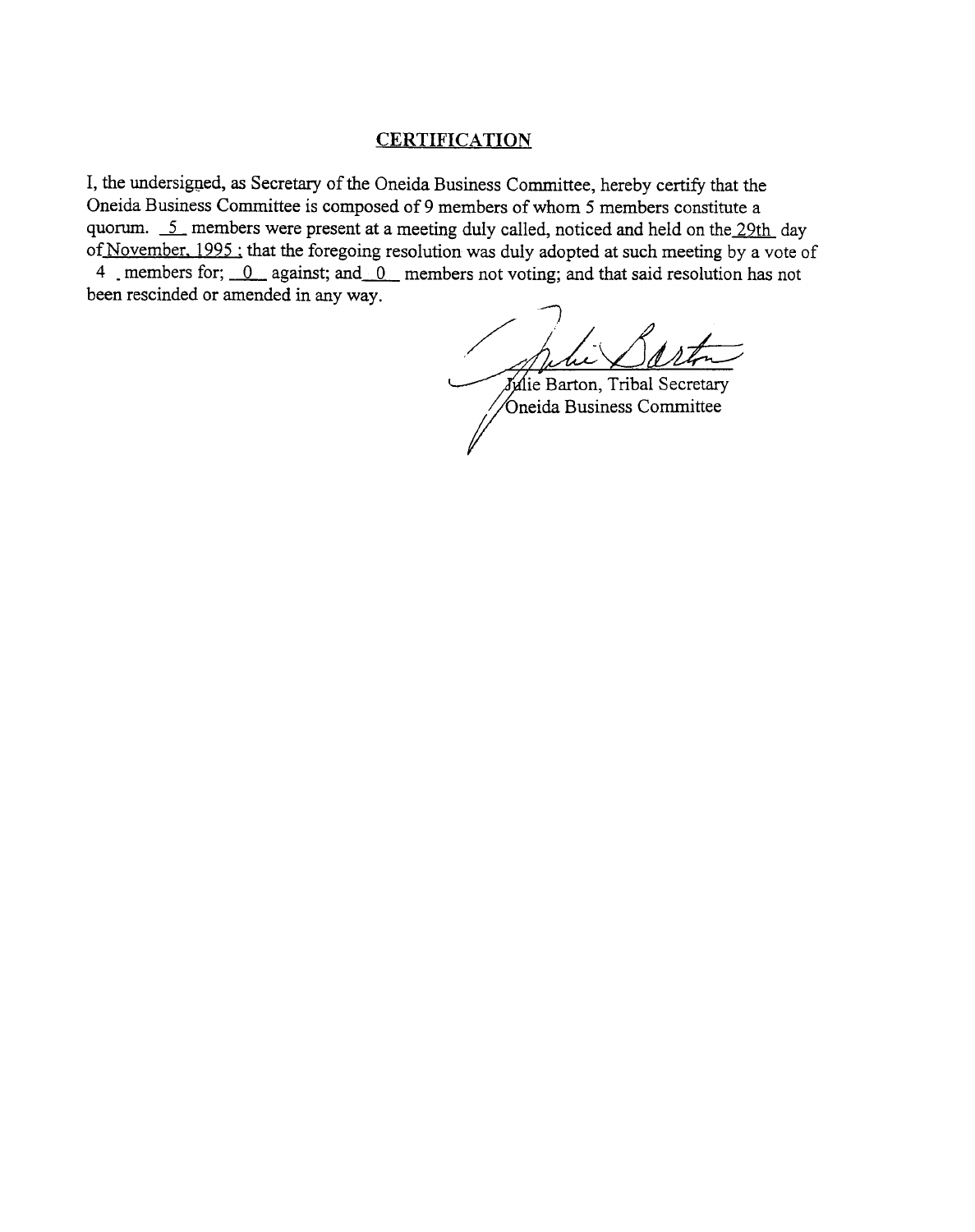## CERTIFICATION

I, the undersigned, as Secretary of the Oneida Business Committee, hereby certify that the Oneida Business Committee is composed of 9 members of whom 5 members constitute a quorum. 5 members were present at a meeting duly called, noticed and held on the 29th day of November, 1995 ; that the foregoing resolution was duly adopted at such meeting by a vote of 4 members for; 0 against; and 0 members not voting; and that said resolution has not been rescinded or amended in any way.

Julie Barton, Tribal Secretary
Oneida Business Committee